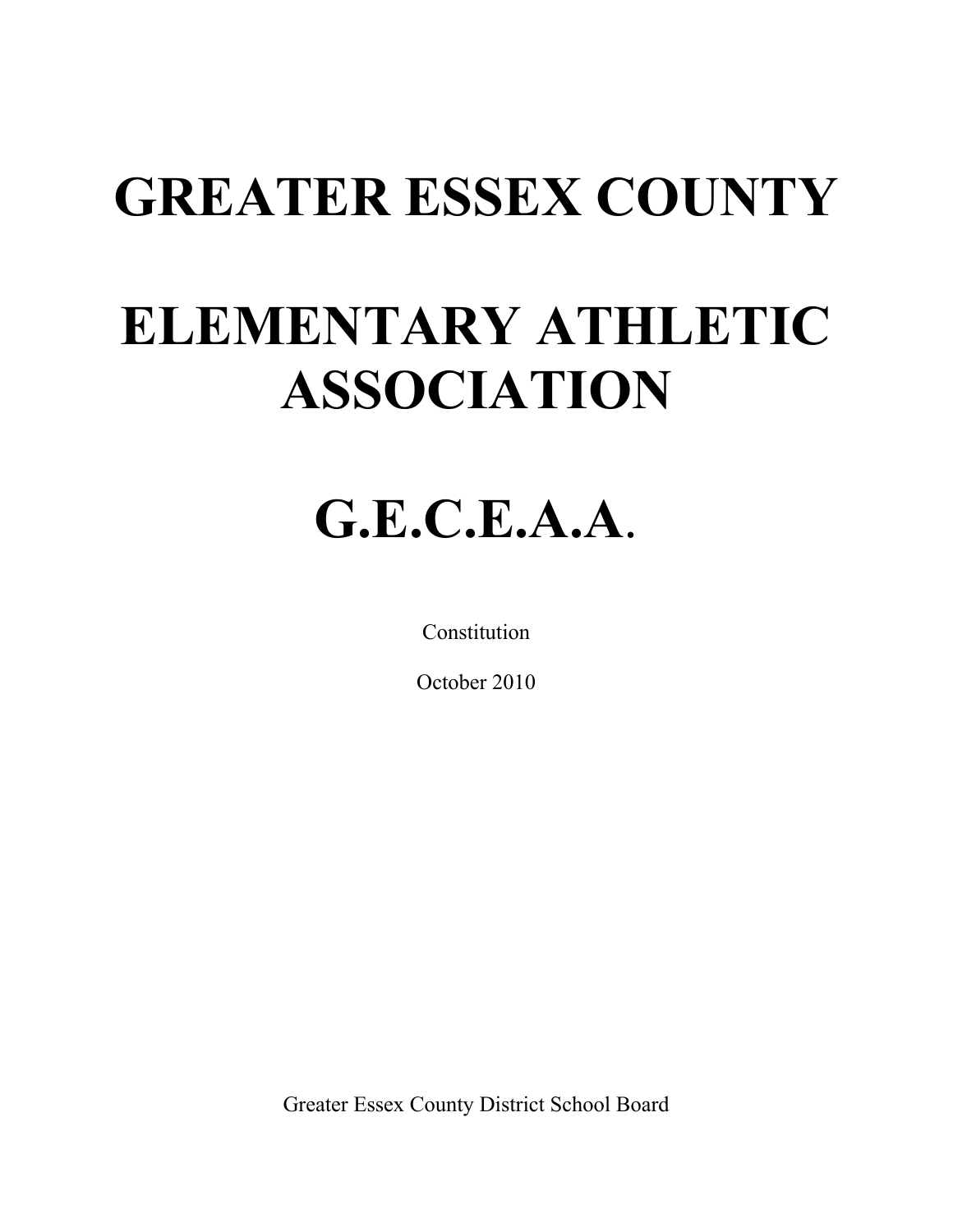# GREATER ESSEX COUNTY

# ELEMENTARY ATHLETIC ASSOCIATION

# G.E.C.E.A.A.

Constitution

October 2010

Greater Essex County District School Board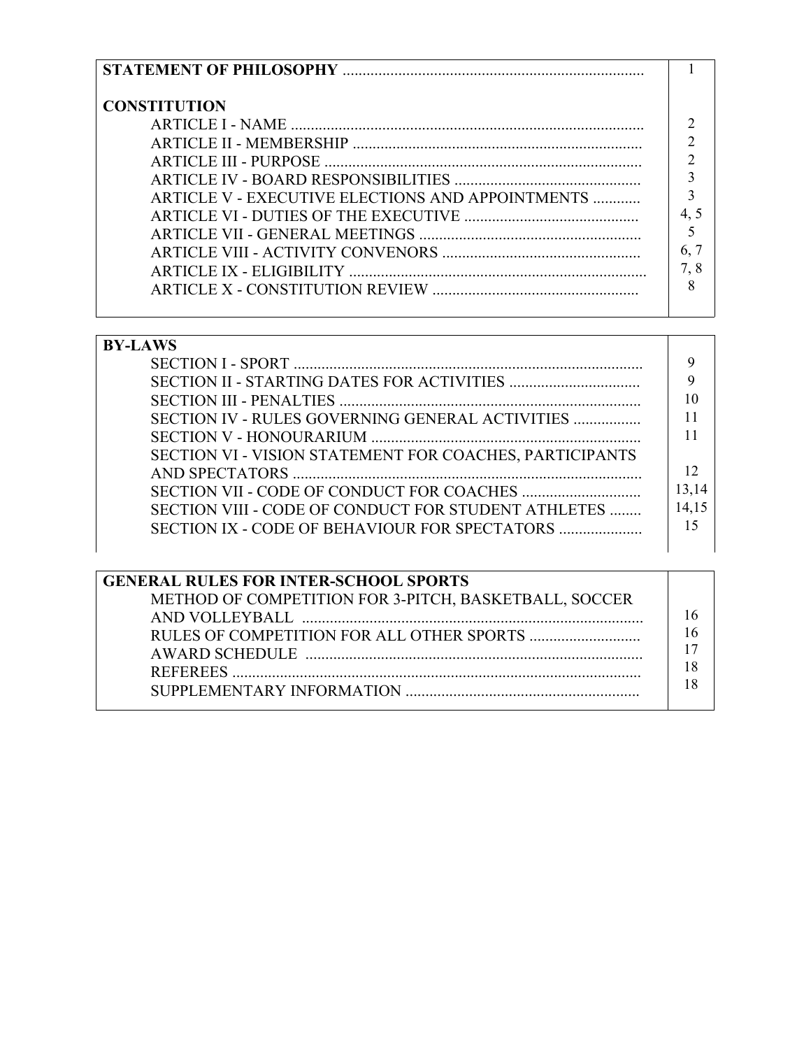| | |
|---|---|
| **STATEMENT OF PHILOSOPHY** | 1 |
| **CONSTITUTION** | |
| ARTICLE I - NAME | 2 |
| ARTICLE II - MEMBERSHIP | 2 |
| ARTICLE III - PURPOSE | 2 |
| ARTICLE IV - BOARD RESPONSIBILITIES | 3 |
| ARTICLE V - EXECUTIVE ELECTIONS AND APPOINTMENTS | 3 |
| ARTICLE VI - DUTIES OF THE EXECUTIVE | 4, 5 |
| ARTICLE VII - GENERAL MEETINGS | 5 |
| ARTICLE VIII - ACTIVITY CONVENORS | 6, 7 |
| ARTICLE IX - ELIGIBILITY | 7, 8 |
| ARTICLE X - CONSTITUTION REVIEW | 8 |

| | |
|---|---|
| **BY-LAWS** | |
| SECTION I - SPORT | 9 |
| SECTION II - STARTING DATES FOR ACTIVITIES | 9 |
| SECTION III - PENALTIES | 10 |
| SECTION IV - RULES GOVERNING GENERAL ACTIVITIES | 11 |
| SECTION V - HONOURARIUM | 11 |
| SECTION VI - VISION STATEMENT FOR COACHES, PARTICIPANTS AND SPECTATORS | 12 |
| SECTION VII - CODE OF CONDUCT FOR COACHES | 13,14 |
| SECTION VIII - CODE OF CONDUCT FOR STUDENT ATHLETES | 14,15 |
| SECTION IX - CODE OF BEHAVIOUR FOR SPECTATORS | 15 |

| | |
|---|---|
| **GENERAL RULES FOR INTER-SCHOOL SPORTS** | |
| METHOD OF COMPETITION FOR 3-PITCH, BASKETBALL, SOCCER AND VOLLEYBALL | 16 |
| RULES OF COMPETITION FOR ALL OTHER SPORTS | 16 |
| AWARD SCHEDULE | 17 |
| REFEREES | 18 |
| SUPPLEMENTARY INFORMATION | 18 |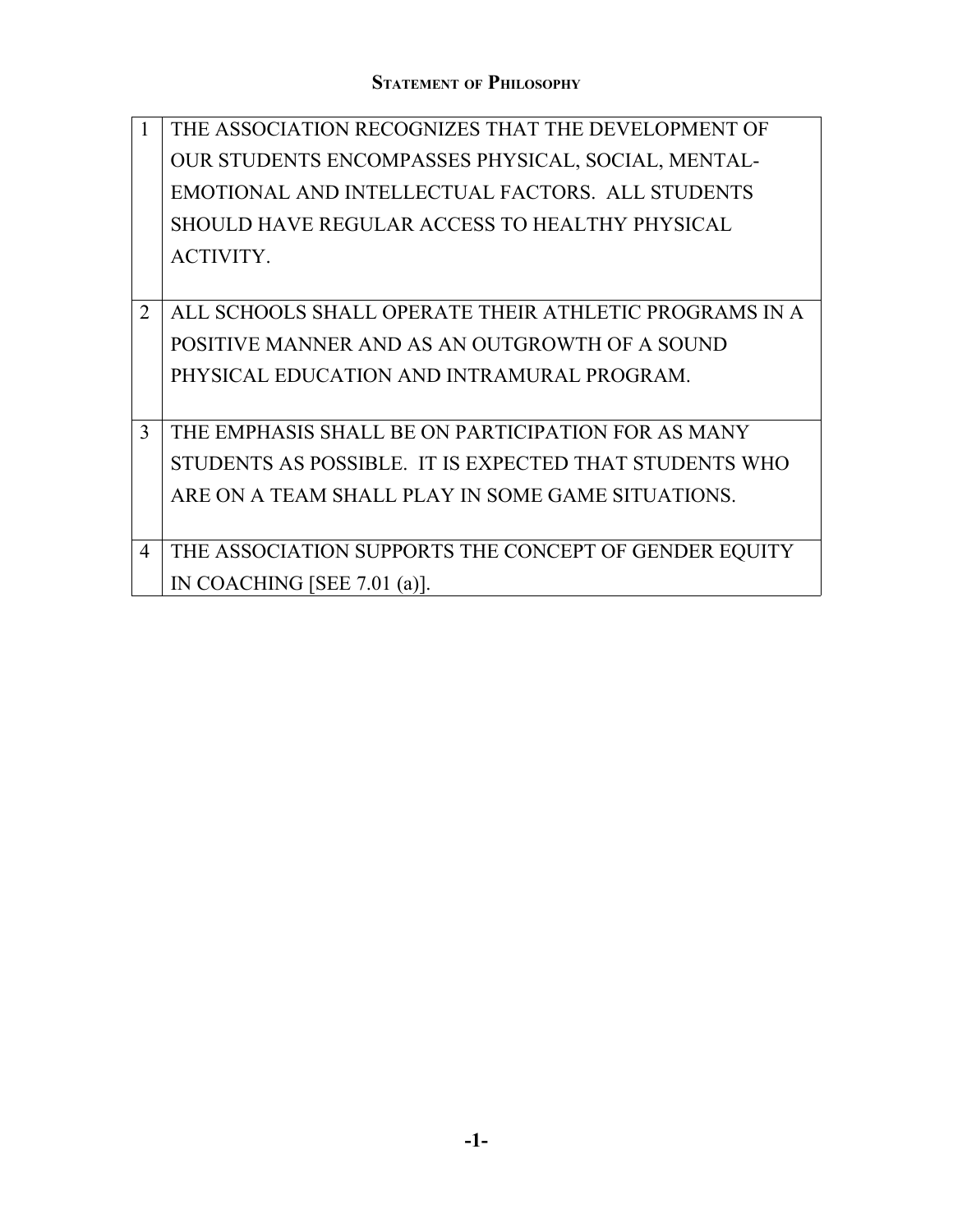## Statement of Philosophy

| | |
|---|---|
| 1 | THE ASSOCIATION RECOGNIZES THAT THE DEVELOPMENT OF OUR STUDENTS ENCOMPASSES PHYSICAL, SOCIAL, MENTAL-EMOTIONAL AND INTELLECTUAL FACTORS. ALL STUDENTS SHOULD HAVE REGULAR ACCESS TO HEALTHY PHYSICAL ACTIVITY. |
| 2 | ALL SCHOOLS SHALL OPERATE THEIR ATHLETIC PROGRAMS IN A POSITIVE MANNER AND AS AN OUTGROWTH OF A SOUND PHYSICAL EDUCATION AND INTRAMURAL PROGRAM. |
| 3 | THE EMPHASIS SHALL BE ON PARTICIPATION FOR AS MANY STUDENTS AS POSSIBLE. IT IS EXPECTED THAT STUDENTS WHO ARE ON A TEAM SHALL PLAY IN SOME GAME SITUATIONS. |
| 4 | THE ASSOCIATION SUPPORTS THE CONCEPT OF GENDER EQUITY IN COACHING [SEE 7.01 (a)]. |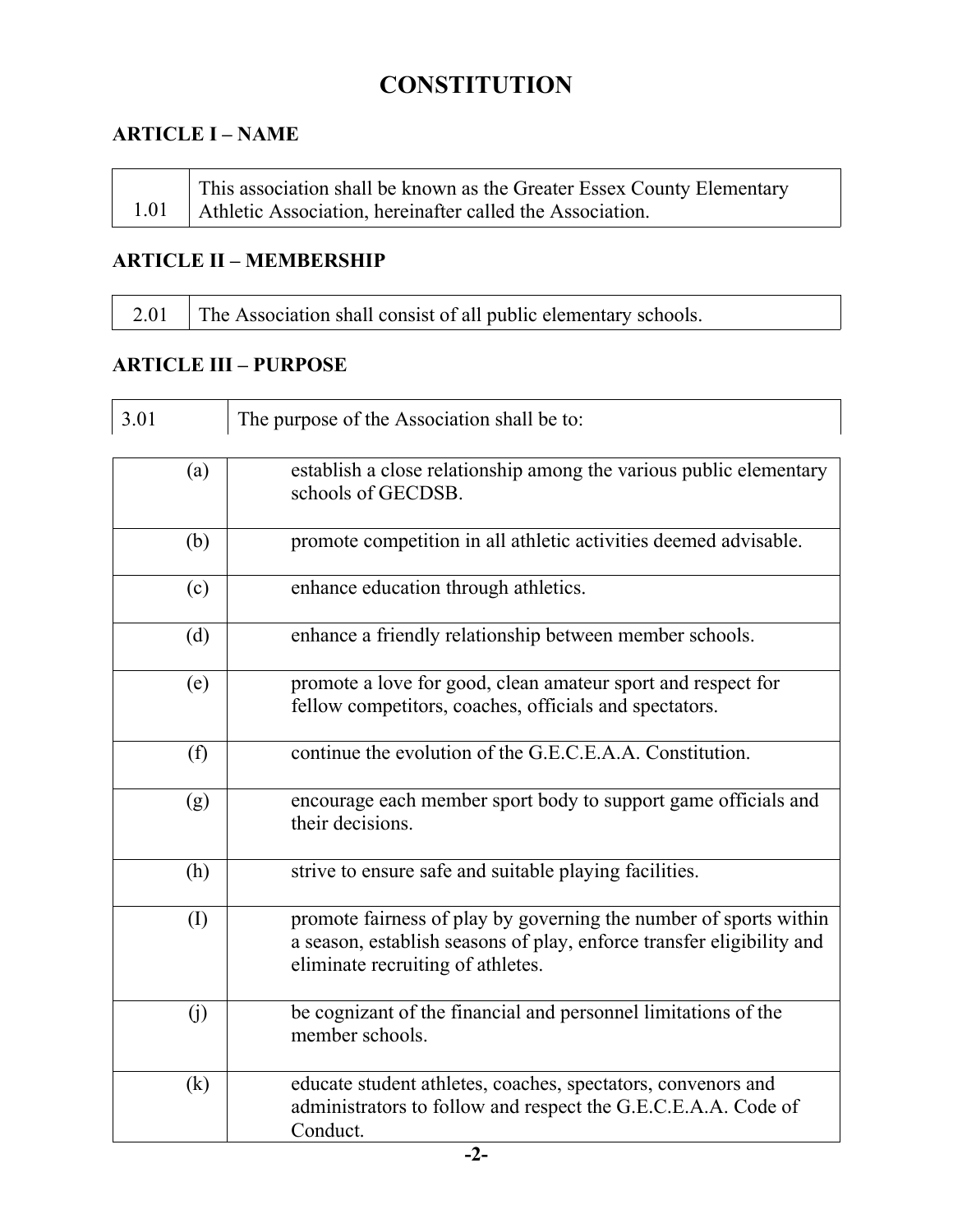# CONSTITUTION

## ARTICLE I – NAME

| | |
|---|---|
| 1.01 | This association shall be known as the Greater Essex County Elementary Athletic Association, hereinafter called the Association. |

## ARTICLE II – MEMBERSHIP

| | |
|---|---|
| 2.01 | The Association shall consist of all public elementary schools. |

## ARTICLE III – PURPOSE

| | |
|---|---|
| 3.01 | The purpose of the Association shall be to: |
| (a) | establish a close relationship among the various public elementary schools of GECDSB. |
| (b) | promote competition in all athletic activities deemed advisable. |
| (c) | enhance education through athletics. |
| (d) | enhance a friendly relationship between member schools. |
| (e) | promote a love for good, clean amateur sport and respect for fellow competitors, coaches, officials and spectators. |
| (f) | continue the evolution of the G.E.C.E.A.A. Constitution. |
| (g) | encourage each member sport body to support game officials and their decisions. |
| (h) | strive to ensure safe and suitable playing facilities. |
| (I) | promote fairness of play by governing the number of sports within a season, establish seasons of play, enforce transfer eligibility and eliminate recruiting of athletes. |
| (j) | be cognizant of the financial and personnel limitations of the member schools. |
| (k) | educate student athletes, coaches, spectators, convenors and administrators to follow and respect the G.E.C.E.A.A. Code of Conduct. |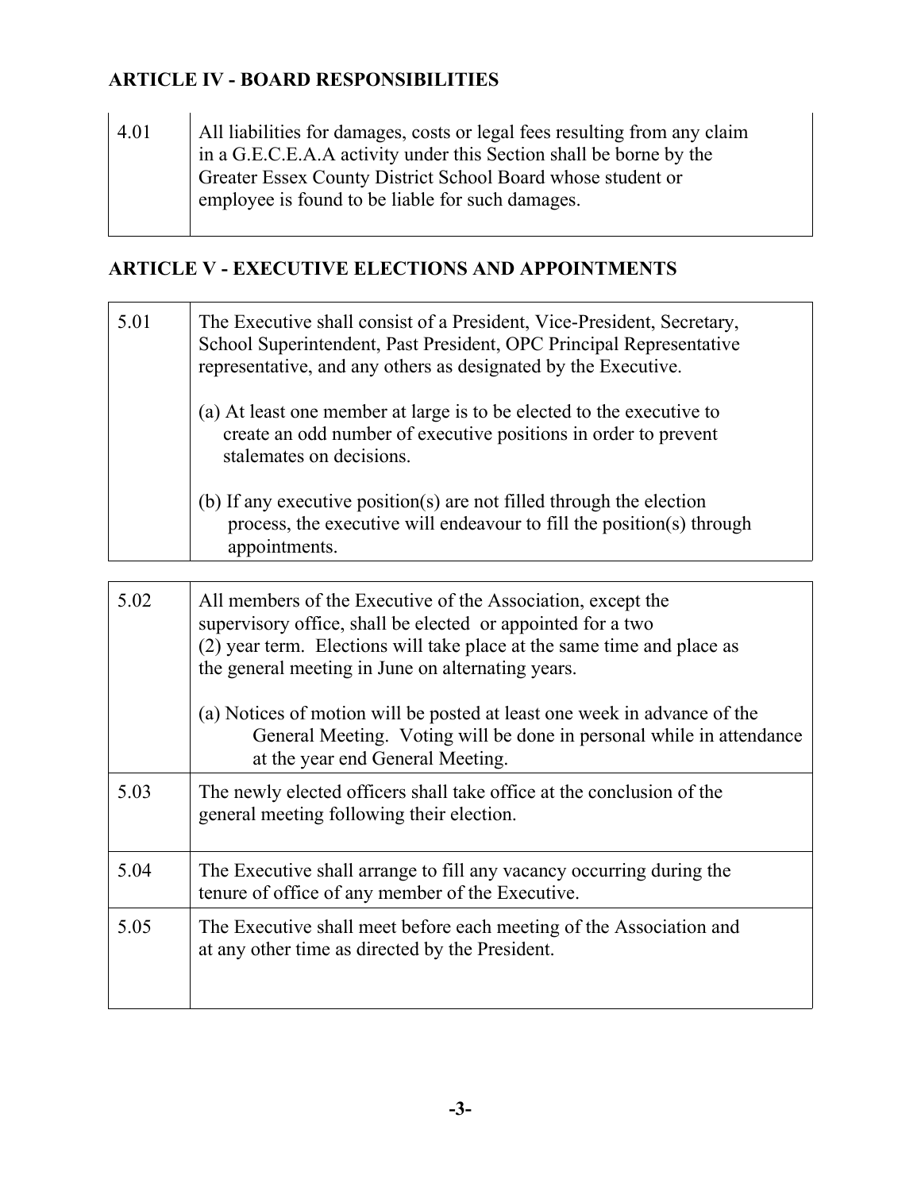## ARTICLE IV - BOARD RESPONSIBILITIES

| | |
|---|---|
| 4.01 | All liabilities for damages, costs or legal fees resulting from any claim in a G.E.C.E.A.A activity under this Section shall be borne by the Greater Essex County District School Board whose student or employee is found to be liable for such damages. |

## ARTICLE V - EXECUTIVE ELECTIONS AND APPOINTMENTS

| | |
|---|---|
| 5.01 | The Executive shall consist of a President, Vice-President, Secretary, School Superintendent, Past President, OPC Principal Representative representative, and any others as designated by the Executive.<br><br>(a) At least one member at large is to be elected to the executive to create an odd number of executive positions in order to prevent stalemates on decisions.<br><br>(b) If any executive position(s) are not filled through the election process, the executive will endeavour to fill the position(s) through appointments. |

| | |
|---|---|
| 5.02 | All members of the Executive of the Association, except the supervisory office, shall be elected or appointed for a two (2) year term. Elections will take place at the same time and place as the general meeting in June on alternating years.<br><br>(a) Notices of motion will be posted at least one week in advance of the General Meeting. Voting will be done in personal while in attendance at the year end General Meeting. |
| 5.03 | The newly elected officers shall take office at the conclusion of the general meeting following their election. |
| 5.04 | The Executive shall arrange to fill any vacancy occurring during the tenure of office of any member of the Executive. |
| 5.05 | The Executive shall meet before each meeting of the Association and at any other time as directed by the President. |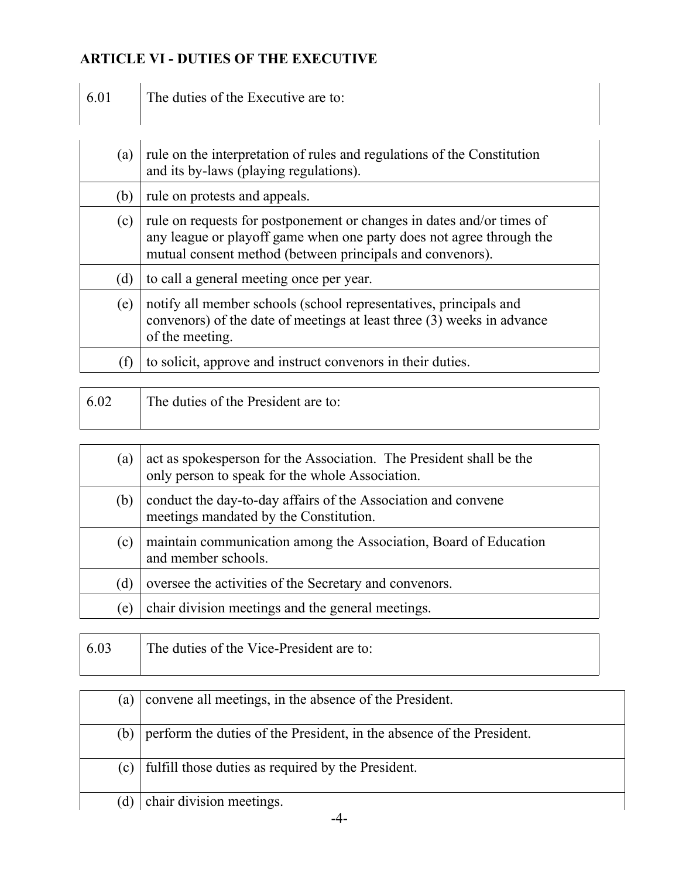## ARTICLE VI - DUTIES OF THE EXECUTIVE

| 6.01 | The duties of the Executive are to: |
|---|---|
| (a) | rule on the interpretation of rules and regulations of the Constitution and its by-laws (playing regulations). |
| (b) | rule on protests and appeals. |
| (c) | rule on requests for postponement or changes in dates and/or times of any league or playoff game when one party does not agree through the mutual consent method (between principals and convenors). |
| (d) | to call a general meeting once per year. |
| (e) | notify all member schools (school representatives, principals and convenors) of the date of meetings at least three (3) weeks in advance of the meeting. |
| (f) | to solicit, approve and instruct convenors in their duties. |

| 6.02 | The duties of the President are to: |
|---|---|
| (a) | act as spokesperson for the Association. The President shall be the only person to speak for the whole Association. |
| (b) | conduct the day-to-day affairs of the Association and convene meetings mandated by the Constitution. |
| (c) | maintain communication among the Association, Board of Education and member schools. |
| (d) | oversee the activities of the Secretary and convenors. |
| (e) | chair division meetings and the general meetings. |

| 6.03 | The duties of the Vice-President are to: |
|---|---|
| (a) | convene all meetings, in the absence of the President. |
| (b) | perform the duties of the President, in the absence of the President. |
| (c) | fulfill those duties as required by the President. |
| (d) | chair division meetings. |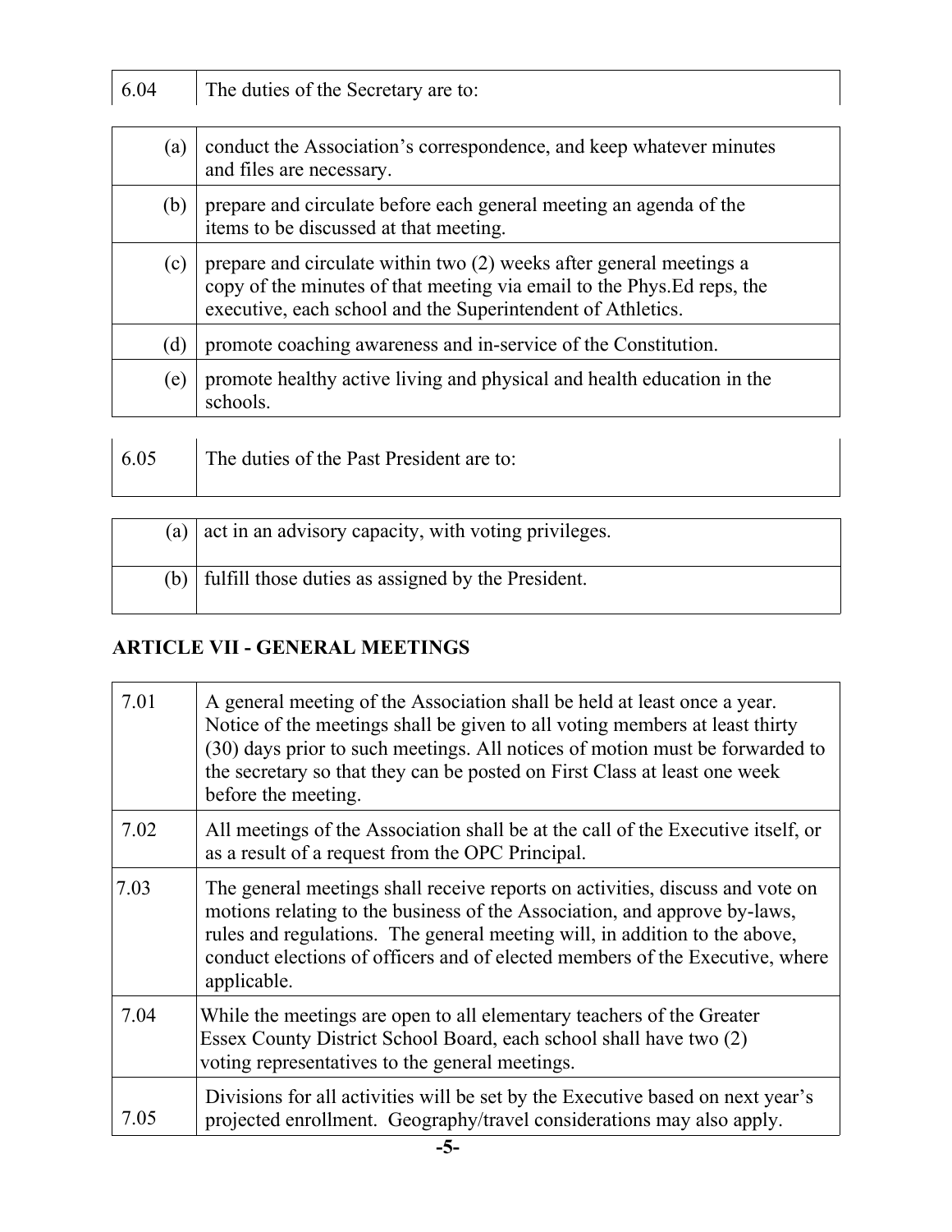| 6.04 | The duties of the Secretary are to: |
|---|---|
| (a) | conduct the Association's correspondence, and keep whatever minutes and files are necessary. |
| (b) | prepare and circulate before each general meeting an agenda of the items to be discussed at that meeting. |
| (c) | prepare and circulate within two (2) weeks after general meetings a copy of the minutes of that meeting via email to the Phys.Ed reps, the executive, each school and the Superintendent of Athletics. |
| (d) | promote coaching awareness and in-service of the Constitution. |
| (e) | promote healthy active living and physical and health education in the schools. |

| 6.05 | The duties of the Past President are to: |
|---|---|
| (a) | act in an advisory capacity, with voting privileges. |
| (b) | fulfill those duties as assigned by the President. |

## ARTICLE VII - GENERAL MEETINGS

| | |
|---|---|
| 7.01 | A general meeting of the Association shall be held at least once a year. Notice of the meetings shall be given to all voting members at least thirty (30) days prior to such meetings. All notices of motion must be forwarded to the secretary so that they can be posted on First Class at least one week before the meeting. |
| 7.02 | All meetings of the Association shall be at the call of the Executive itself, or as a result of a request from the OPC Principal. |
| 7.03 | The general meetings shall receive reports on activities, discuss and vote on motions relating to the business of the Association, and approve by-laws, rules and regulations. The general meeting will, in addition to the above, conduct elections of officers and of elected members of the Executive, where applicable. |
| 7.04 | While the meetings are open to all elementary teachers of the Greater Essex County District School Board, each school shall have two (2) voting representatives to the general meetings. |
| 7.05 | Divisions for all activities will be set by the Executive based on next year's projected enrollment. Geography/travel considerations may also apply. |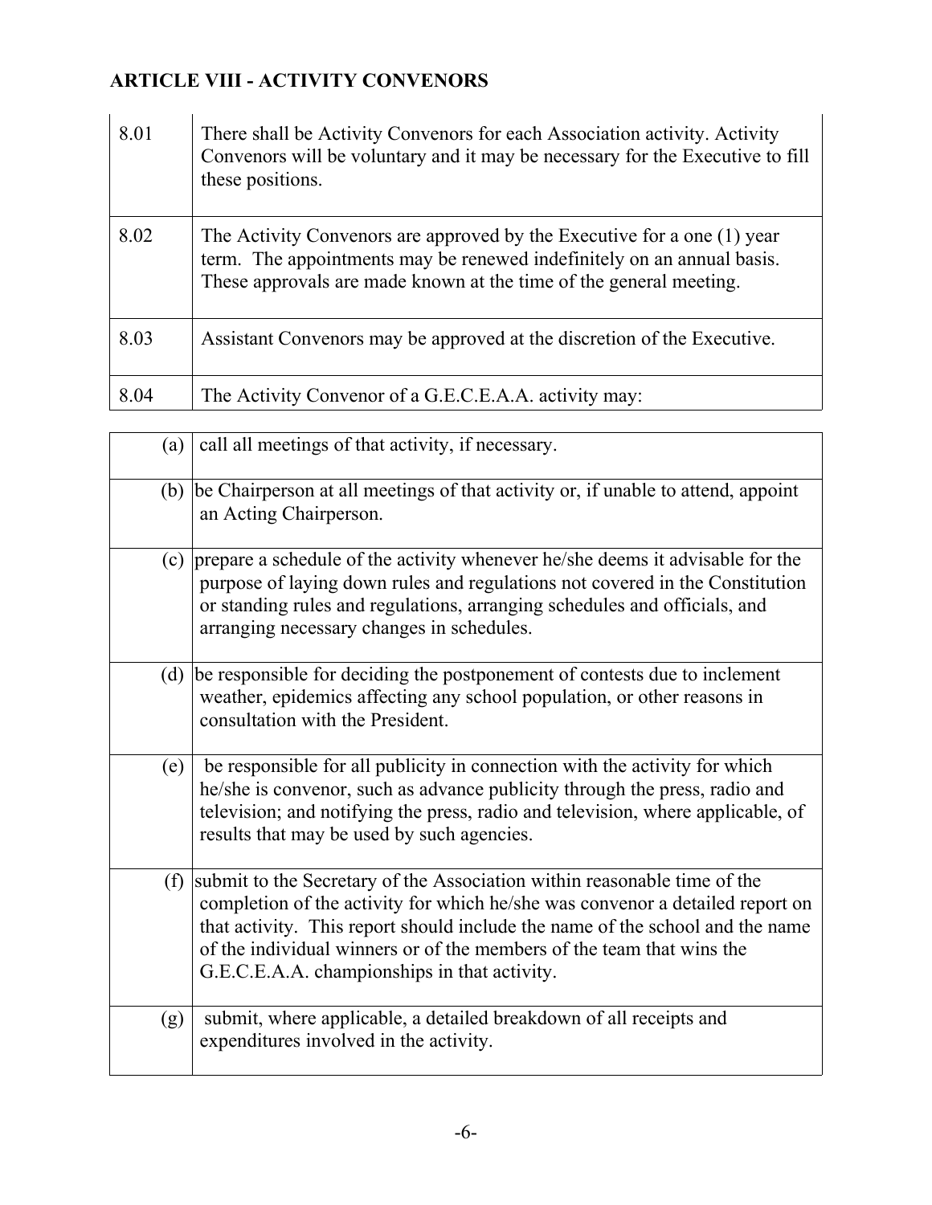## ARTICLE VIII - ACTIVITY CONVENORS

| | |
|---|---|
| 8.01 | There shall be Activity Convenors for each Association activity. Activity Convenors will be voluntary and it may be necessary for the Executive to fill these positions. |
| 8.02 | The Activity Convenors are approved by the Executive for a one (1) year term. The appointments may be renewed indefinitely on an annual basis. These approvals are made known at the time of the general meeting. |
| 8.03 | Assistant Convenors may be approved at the discretion of the Executive. |
| 8.04 | The Activity Convenor of a G.E.C.E.A.A. activity may: |

| | |
|---|---|
| (a) | call all meetings of that activity, if necessary. |
| (b) | be Chairperson at all meetings of that activity or, if unable to attend, appoint an Acting Chairperson. |
| (c) | prepare a schedule of the activity whenever he/she deems it advisable for the purpose of laying down rules and regulations not covered in the Constitution or standing rules and regulations, arranging schedules and officials, and arranging necessary changes in schedules. |
| (d) | be responsible for deciding the postponement of contests due to inclement weather, epidemics affecting any school population, or other reasons in consultation with the President. |
| (e) | be responsible for all publicity in connection with the activity for which he/she is convenor, such as advance publicity through the press, radio and television; and notifying the press, radio and television, where applicable, of results that may be used by such agencies. |
| (f) | submit to the Secretary of the Association within reasonable time of the completion of the activity for which he/she was convenor a detailed report on that activity. This report should include the name of the school and the name of the individual winners or of the members of the team that wins the G.E.C.E.A.A. championships in that activity. |
| (g) | submit, where applicable, a detailed breakdown of all receipts and expenditures involved in the activity. |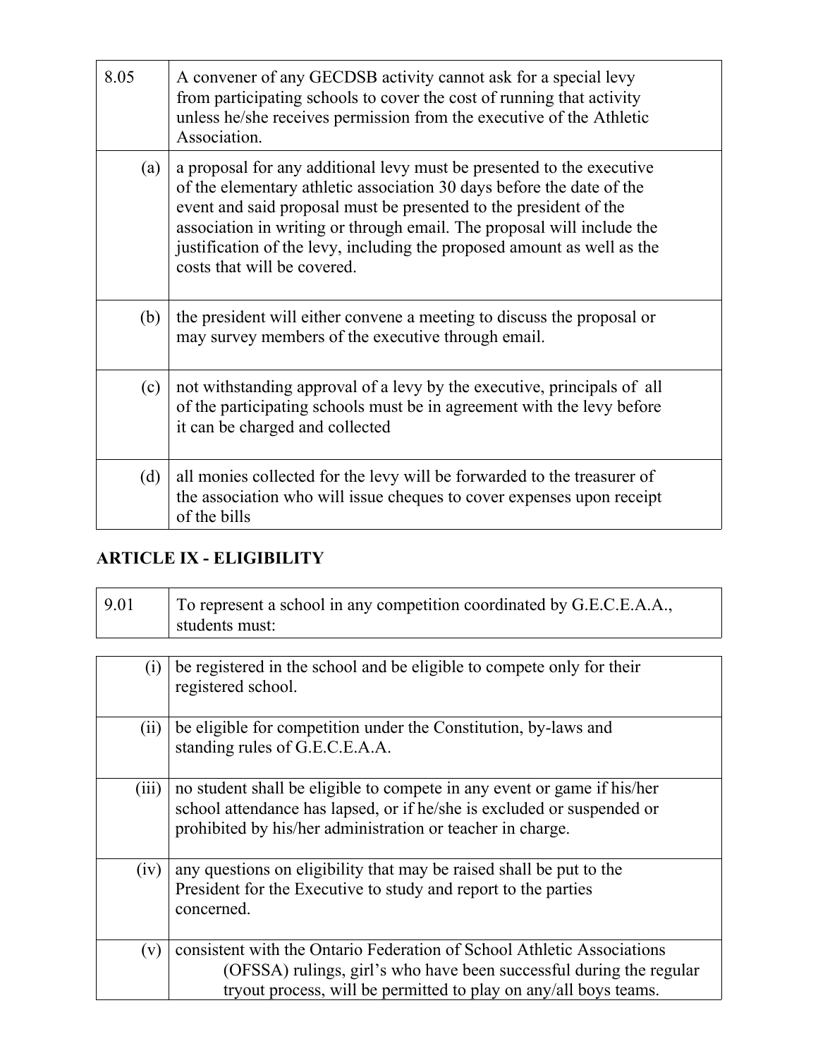| 8.05 | A convener of any GECDSB activity cannot ask for a special levy from participating schools to cover the cost of running that activity unless he/she receives permission from the executive of the Athletic Association. |
|---|---|
| (a) | a proposal for any additional levy must be presented to the executive of the elementary athletic association 30 days before the date of the event and said proposal must be presented to the president of the association in writing or through email. The proposal will include the justification of the levy, including the proposed amount as well as the costs that will be covered. |
| (b) | the president will either convene a meeting to discuss the proposal or may survey members of the executive through email. |
| (c) | not withstanding approval of a levy by the executive, principals of all of the participating schools must be in agreement with the levy before it can be charged and collected |
| (d) | all monies collected for the levy will be forwarded to the treasurer of the association who will issue cheques to cover expenses upon receipt of the bills |

## ARTICLE IX - ELIGIBILITY

| 9.01 | To represent a school in any competition coordinated by G.E.C.E.A.A., students must: |
|---|---|
| (i) | be registered in the school and be eligible to compete only for their registered school. |
| (ii) | be eligible for competition under the Constitution, by-laws and standing rules of G.E.C.E.A.A. |
| (iii) | no student shall be eligible to compete in any event or game if his/her school attendance has lapsed, or if he/she is excluded or suspended or prohibited by his/her administration or teacher in charge. |
| (iv) | any questions on eligibility that may be raised shall be put to the President for the Executive to study and report to the parties concerned. |
| (v) | consistent with the Ontario Federation of School Athletic Associations (OFSSA) rulings, girl's who have been successful during the regular tryout process, will be permitted to play on any/all boys teams. |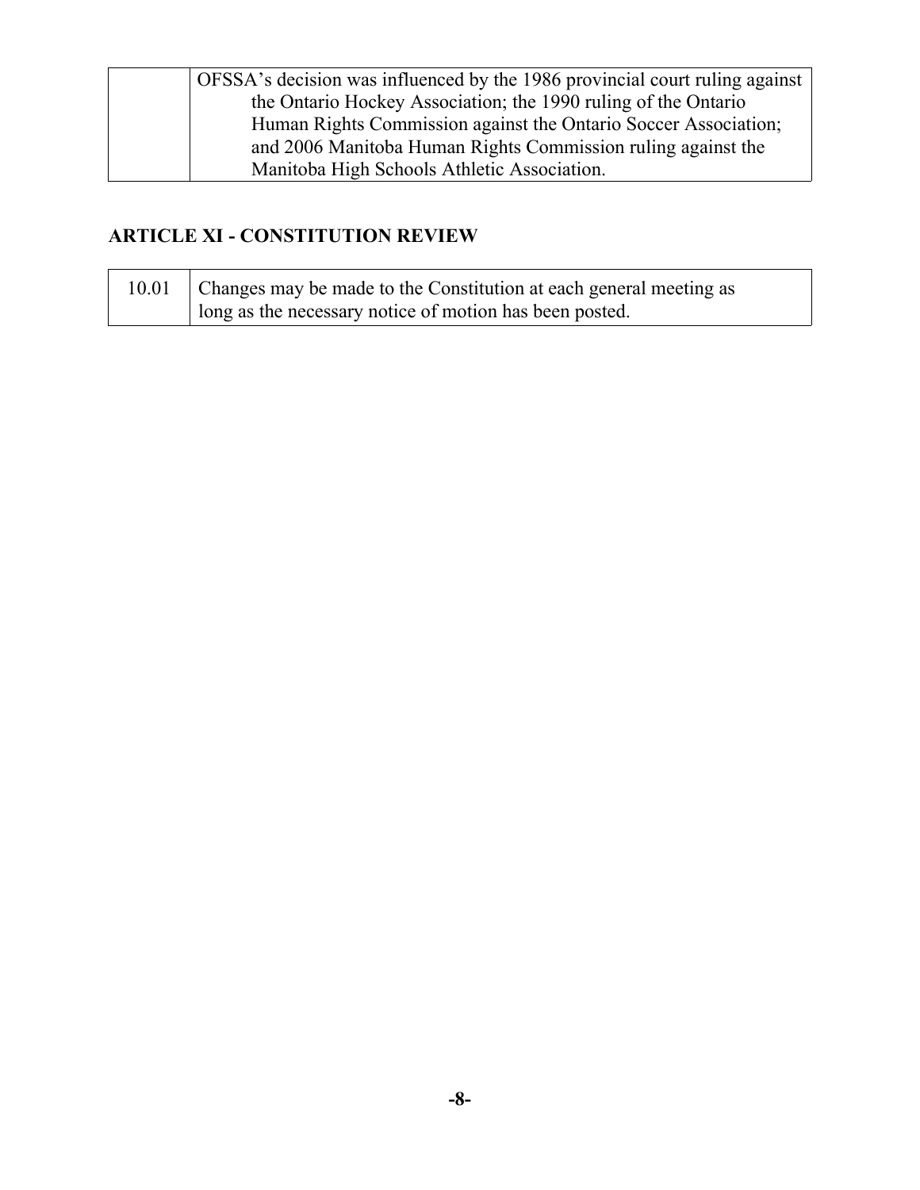| | |
|---|---|
| | OFSSA's decision was influenced by the 1986 provincial court ruling against the Ontario Hockey Association; the 1990 ruling of the Ontario Human Rights Commission against the Ontario Soccer Association; and 2006 Manitoba Human Rights Commission ruling against the Manitoba High Schools Athletic Association. |

## ARTICLE XI - CONSTITUTION REVIEW

| | |
|---|---|
| 10.01 | Changes may be made to the Constitution at each general meeting as long as the necessary notice of motion has been posted. |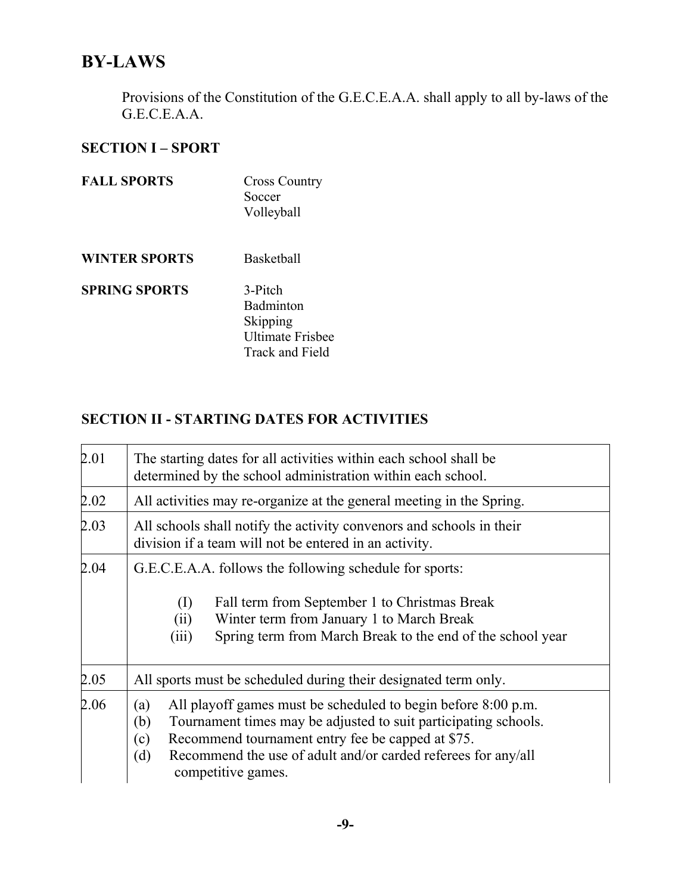## BY-LAWS

Provisions of the Constitution of the G.E.C.E.A.A. shall apply to all by-laws of the G.E.C.E.A.A.

### SECTION I – SPORT

| | |
|---|---|
| **FALL SPORTS** | Cross Country<br>Soccer<br>Volleyball |
| **WINTER SPORTS** | Basketball |
| **SPRING SPORTS** | 3-Pitch<br>Badminton<br>Skipping<br>Ultimate Frisbee<br>Track and Field |

### SECTION II - STARTING DATES FOR ACTIVITIES

| | |
|---|---|
| 2.01 | The starting dates for all activities within each school shall be determined by the school administration within each school. |
| 2.02 | All activities may re-organize at the general meeting in the Spring. |
| 2.03 | All schools shall notify the activity convenors and schools in their division if a team will not be entered in an activity. |
| 2.04 | G.E.C.E.A.A. follows the following schedule for sports:<br>(I) Fall term from September 1 to Christmas Break<br>(ii) Winter term from January 1 to March Break<br>(iii) Spring term from March Break to the end of the school year |
| 2.05 | All sports must be scheduled during their designated term only. |
| 2.06 | (a) All playoff games must be scheduled to begin before 8:00 p.m.<br>(b) Tournament times may be adjusted to suit participating schools.<br>(c) Recommend tournament entry fee be capped at $75.<br>(d) Recommend the use of adult and/or carded referees for any/all competitive games. |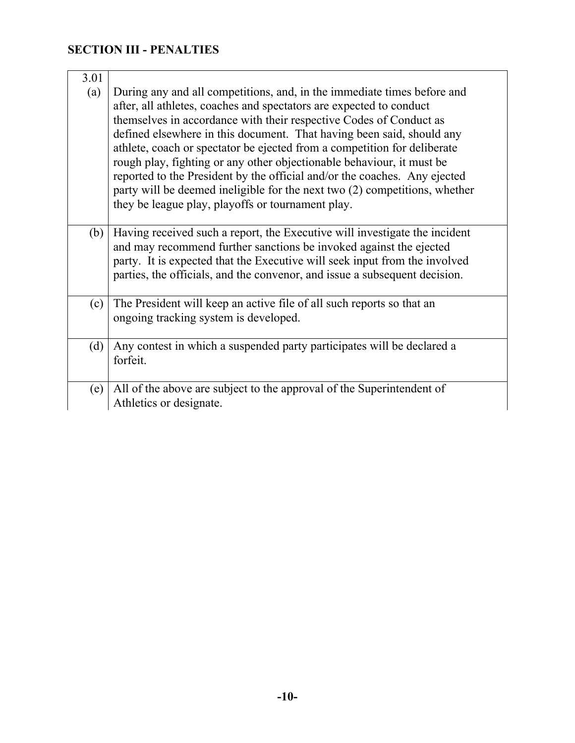## SECTION III - PENALTIES

| | |
|---|---|
| 3.01<br>(a) | During any and all competitions, and, in the immediate times before and after, all athletes, coaches and spectators are expected to conduct themselves in accordance with their respective Codes of Conduct as defined elsewhere in this document. That having been said, should any athlete, coach or spectator be ejected from a competition for deliberate rough play, fighting or any other objectionable behaviour, it must be reported to the President by the official and/or the coaches. Any ejected party will be deemed ineligible for the next two (2) competitions, whether they be league play, playoffs or tournament play. |
| (b) | Having received such a report, the Executive will investigate the incident and may recommend further sanctions be invoked against the ejected party. It is expected that the Executive will seek input from the involved parties, the officials, and the convenor, and issue a subsequent decision. |
| (c) | The President will keep an active file of all such reports so that an ongoing tracking system is developed. |
| (d) | Any contest in which a suspended party participates will be declared a forfeit. |
| (e) | All of the above are subject to the approval of the Superintendent of Athletics or designate. |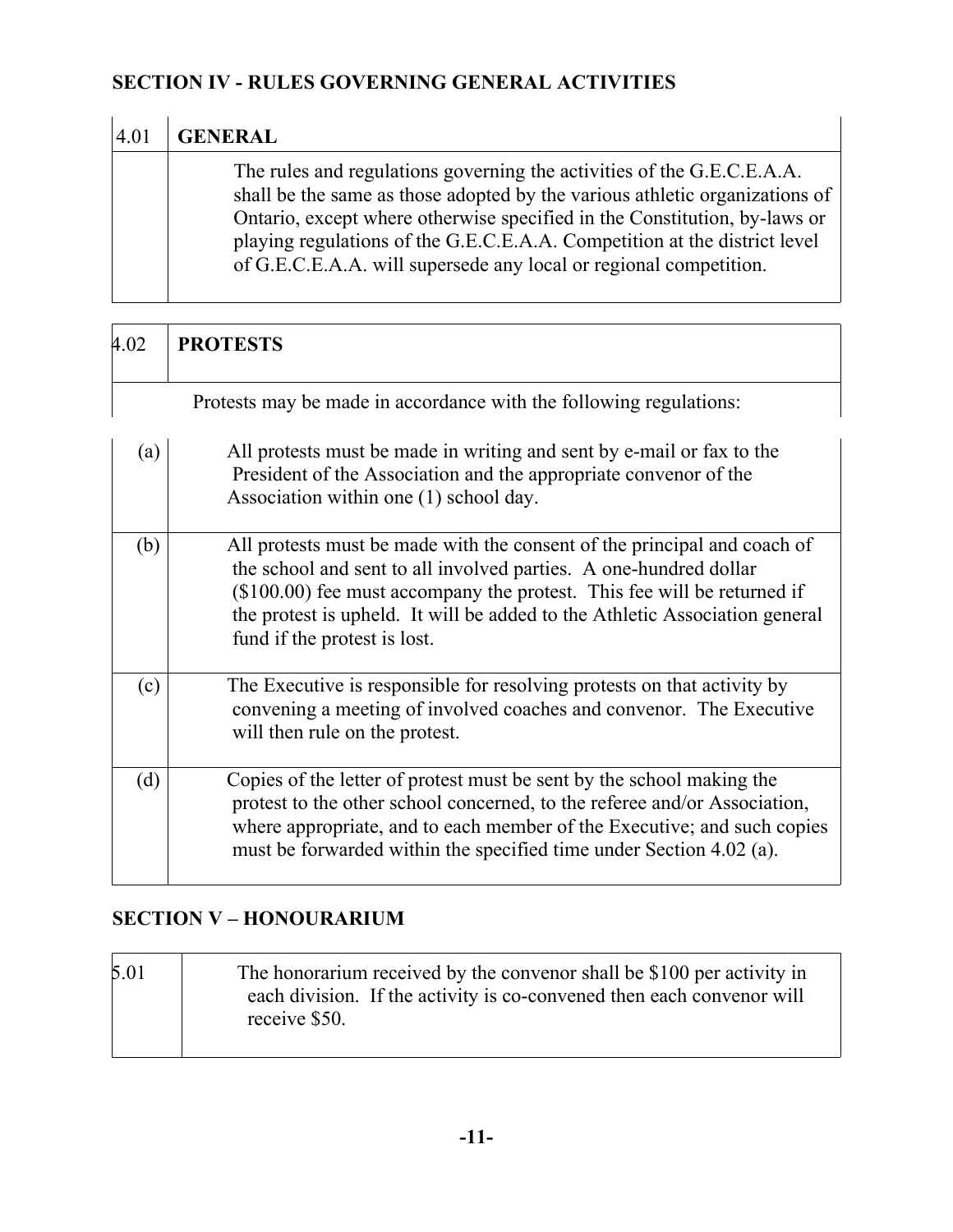## SECTION IV - RULES GOVERNING GENERAL ACTIVITIES

| 4.01 | **GENERAL** |
|---|---|
| | The rules and regulations governing the activities of the G.E.C.E.A.A. shall be the same as those adopted by the various athletic organizations of Ontario, except where otherwise specified in the Constitution, by-laws or playing regulations of the G.E.C.E.A.A. Competition at the district level of G.E.C.E.A.A. will supersede any local or regional competition. |

| 4.02 | **PROTESTS** |
|---|---|
| | Protests may be made in accordance with the following regulations: |
| (a) | All protests must be made in writing and sent by e-mail or fax to the President of the Association and the appropriate convenor of the Association within one (1) school day. |
| (b) | All protests must be made with the consent of the principal and coach of the school and sent to all involved parties. A one-hundred dollar ($100.00) fee must accompany the protest. This fee will be returned if the protest is upheld. It will be added to the Athletic Association general fund if the protest is lost. |
| (c) | The Executive is responsible for resolving protests on that activity by convening a meeting of involved coaches and convenor. The Executive will then rule on the protest. |
| (d) | Copies of the letter of protest must be sent by the school making the protest to the other school concerned, to the referee and/or Association, where appropriate, and to each member of the Executive; and such copies must be forwarded within the specified time under Section 4.02 (a). |

## SECTION V – HONOURARIUM

| 5.01 | The honorarium received by the convenor shall be $100 per activity in each division. If the activity is co-convened then each convenor will receive $50. |
|---|---|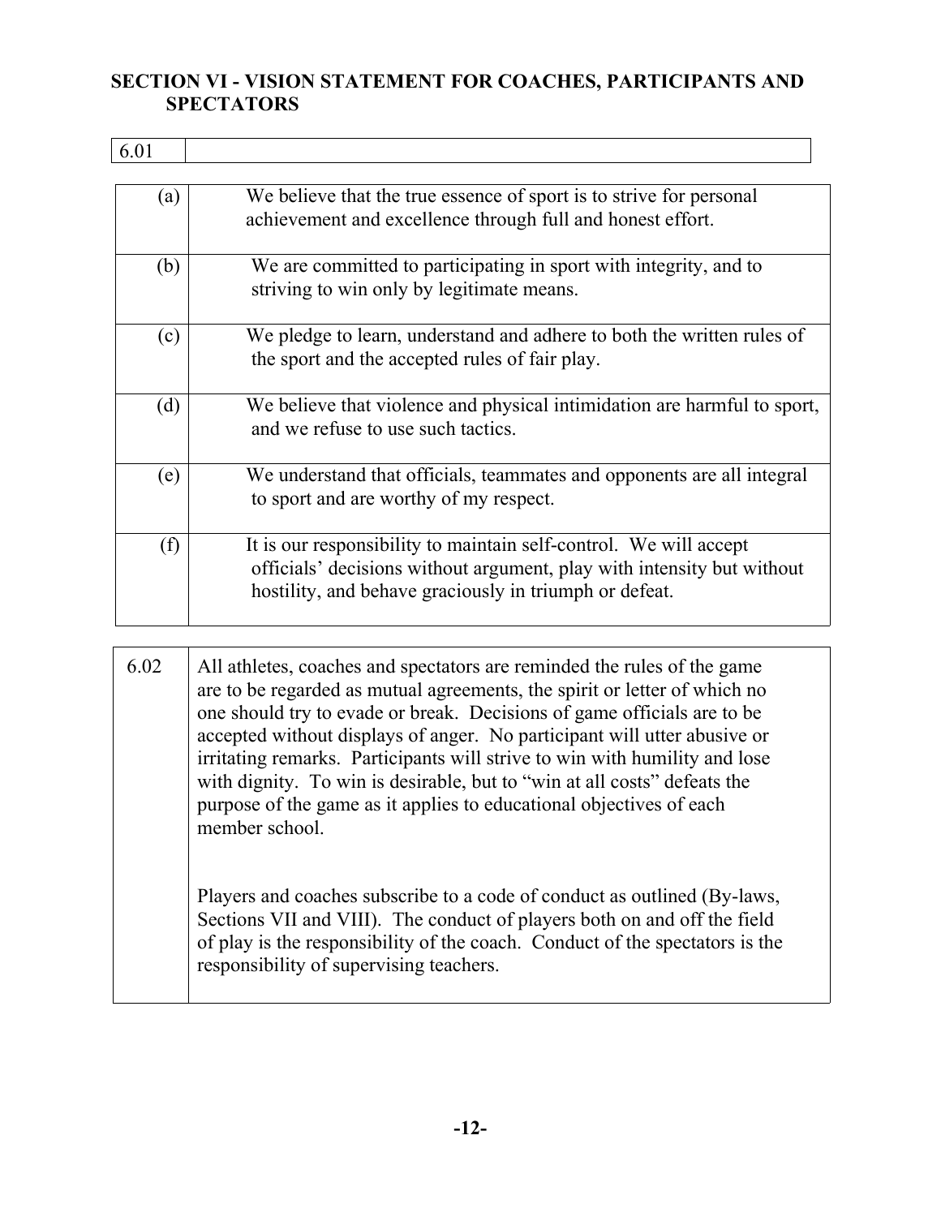## SECTION VI - VISION STATEMENT FOR COACHES, PARTICIPANTS AND SPECTATORS

| 6.01 | |
|---|---|

| | |
|---|---|
| (a) | We believe that the true essence of sport is to strive for personal achievement and excellence through full and honest effort. |
| (b) | We are committed to participating in sport with integrity, and to striving to win only by legitimate means. |
| (c) | We pledge to learn, understand and adhere to both the written rules of the sport and the accepted rules of fair play. |
| (d) | We believe that violence and physical intimidation are harmful to sport, and we refuse to use such tactics. |
| (e) | We understand that officials, teammates and opponents are all integral to sport and are worthy of my respect. |
| (f) | It is our responsibility to maintain self-control. We will accept officials' decisions without argument, play with intensity but without hostility, and behave graciously in triumph or defeat. |

| | |
|---|---|
| 6.02 | All athletes, coaches and spectators are reminded the rules of the game are to be regarded as mutual agreements, the spirit or letter of which no one should try to evade or break. Decisions of game officials are to be accepted without displays of anger. No participant will utter abusive or irritating remarks. Participants will strive to win with humility and lose with dignity. To win is desirable, but to "win at all costs" defeats the purpose of the game as it applies to educational objectives of each member school.<br><br>Players and coaches subscribe to a code of conduct as outlined (By-laws, Sections VII and VIII). The conduct of players both on and off the field of play is the responsibility of the coach. Conduct of the spectators is the responsibility of supervising teachers. |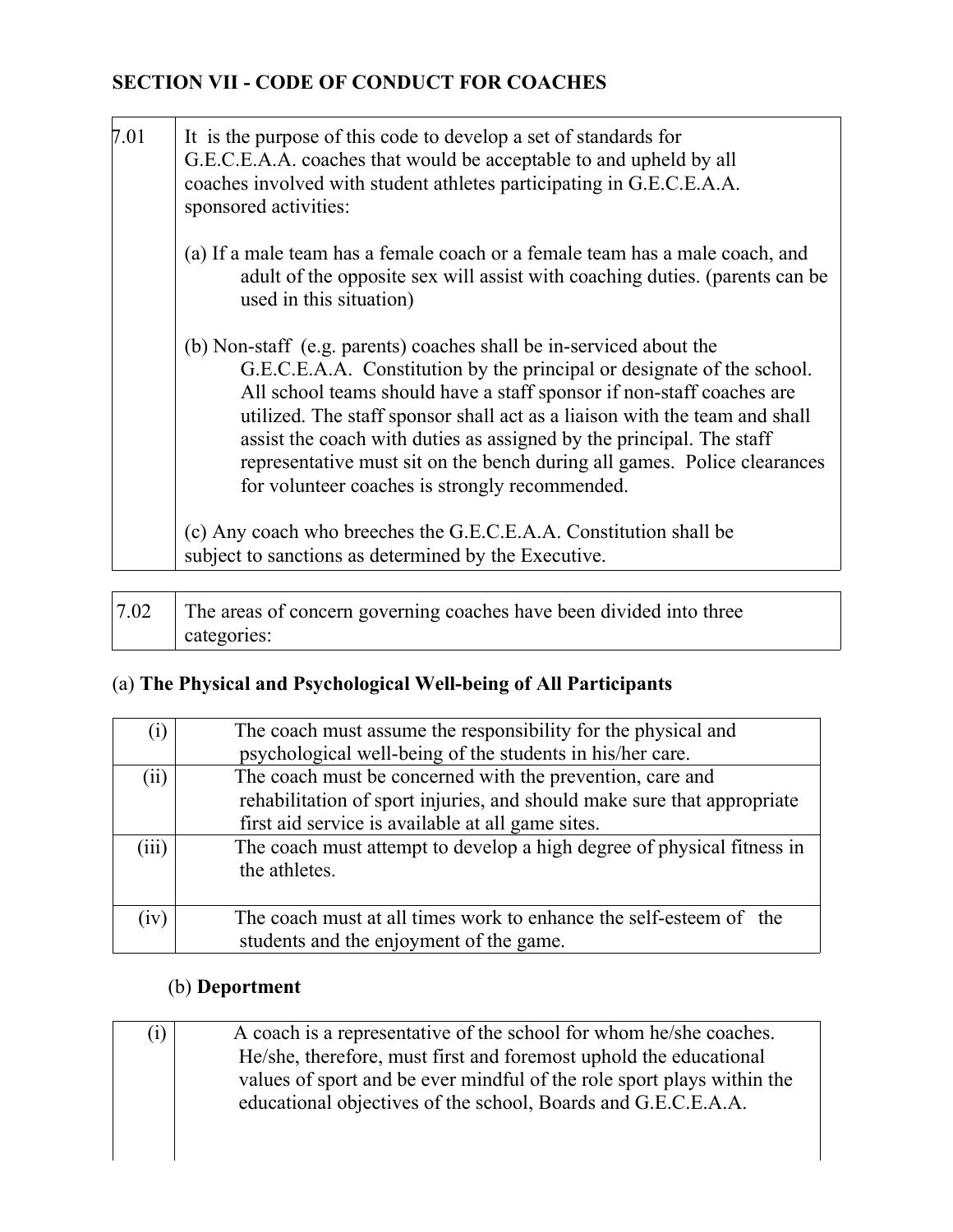## SECTION VII - CODE OF CONDUCT FOR COACHES

| | |
|---|---|
| 7.01 | It is the purpose of this code to develop a set of standards for G.E.C.E.A.A. coaches that would be acceptable to and upheld by all coaches involved with student athletes participating in G.E.C.E.A.A. sponsored activities:<br><br>(a) If a male team has a female coach or a female team has a male coach, and adult of the opposite sex will assist with coaching duties. (parents can be used in this situation)<br><br>(b) Non-staff (e.g. parents) coaches shall be in-serviced about the G.E.C.E.A.A. Constitution by the principal or designate of the school. All school teams should have a staff sponsor if non-staff coaches are utilized. The staff sponsor shall act as a liaison with the team and shall assist the coach with duties as assigned by the principal. The staff representative must sit on the bench during all games. Police clearances for volunteer coaches is strongly recommended.<br><br>(c) Any coach who breeches the G.E.C.E.A.A. Constitution shall be subject to sanctions as determined by the Executive. |

| | |
|---|---|
| 7.02 | The areas of concern governing coaches have been divided into three categories: |

(a) **The Physical and Psychological Well-being of All Participants**

| | |
|---|---|
| (i) | The coach must assume the responsibility for the physical and psychological well-being of the students in his/her care. |
| (ii) | The coach must be concerned with the prevention, care and rehabilitation of sport injuries, and should make sure that appropriate first aid service is available at all game sites. |
| (iii) | The coach must attempt to develop a high degree of physical fitness in the athletes. |
| (iv) | The coach must at all times work to enhance the self-esteem of the students and the enjoyment of the game. |

(b) **Deportment**

| | |
|---|---|
| (i) | A coach is a representative of the school for whom he/she coaches. He/she, therefore, must first and foremost uphold the educational values of sport and be ever mindful of the role sport plays within the educational objectives of the school, Boards and G.E.C.E.A.A. |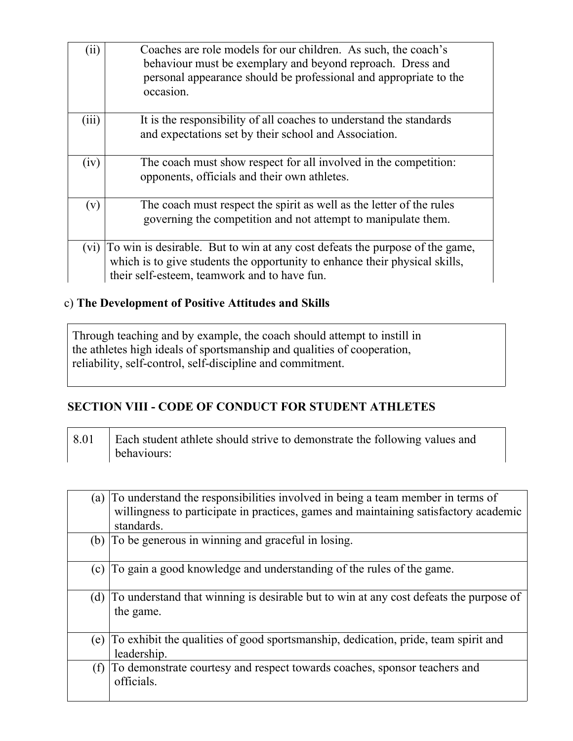| | |
|---|---|
| (ii) | Coaches are role models for our children. As such, the coach's behaviour must be exemplary and beyond reproach. Dress and personal appearance should be professional and appropriate to the occasion. |
| (iii) | It is the responsibility of all coaches to understand the standards and expectations set by their school and Association. |
| (iv) | The coach must show respect for all involved in the competition: opponents, officials and their own athletes. |
| (v) | The coach must respect the spirit as well as the letter of the rules governing the competition and not attempt to manipulate them. |
| (vi) | To win is desirable. But to win at any cost defeats the purpose of the game, which is to give students the opportunity to enhance their physical skills, their self-esteem, teamwork and to have fun. |

c) **The Development of Positive Attitudes and Skills**

Through teaching and by example, the coach should attempt to instill in the athletes high ideals of sportsmanship and qualities of cooperation, reliability, self-control, self-discipline and commitment.

## SECTION VIII - CODE OF CONDUCT FOR STUDENT ATHLETES

| | |
|---|---|
| 8.01 | Each student athlete should strive to demonstrate the following values and behaviours: |

| | |
|---|---|
| (a) | To understand the responsibilities involved in being a team member in terms of willingness to participate in practices, games and maintaining satisfactory academic standards. |
| (b) | To be generous in winning and graceful in losing. |
| (c) | To gain a good knowledge and understanding of the rules of the game. |
| (d) | To understand that winning is desirable but to win at any cost defeats the purpose of the game. |
| (e) | To exhibit the qualities of good sportsmanship, dedication, pride, team spirit and leadership. |
| (f) | To demonstrate courtesy and respect towards coaches, sponsor teachers and officials. |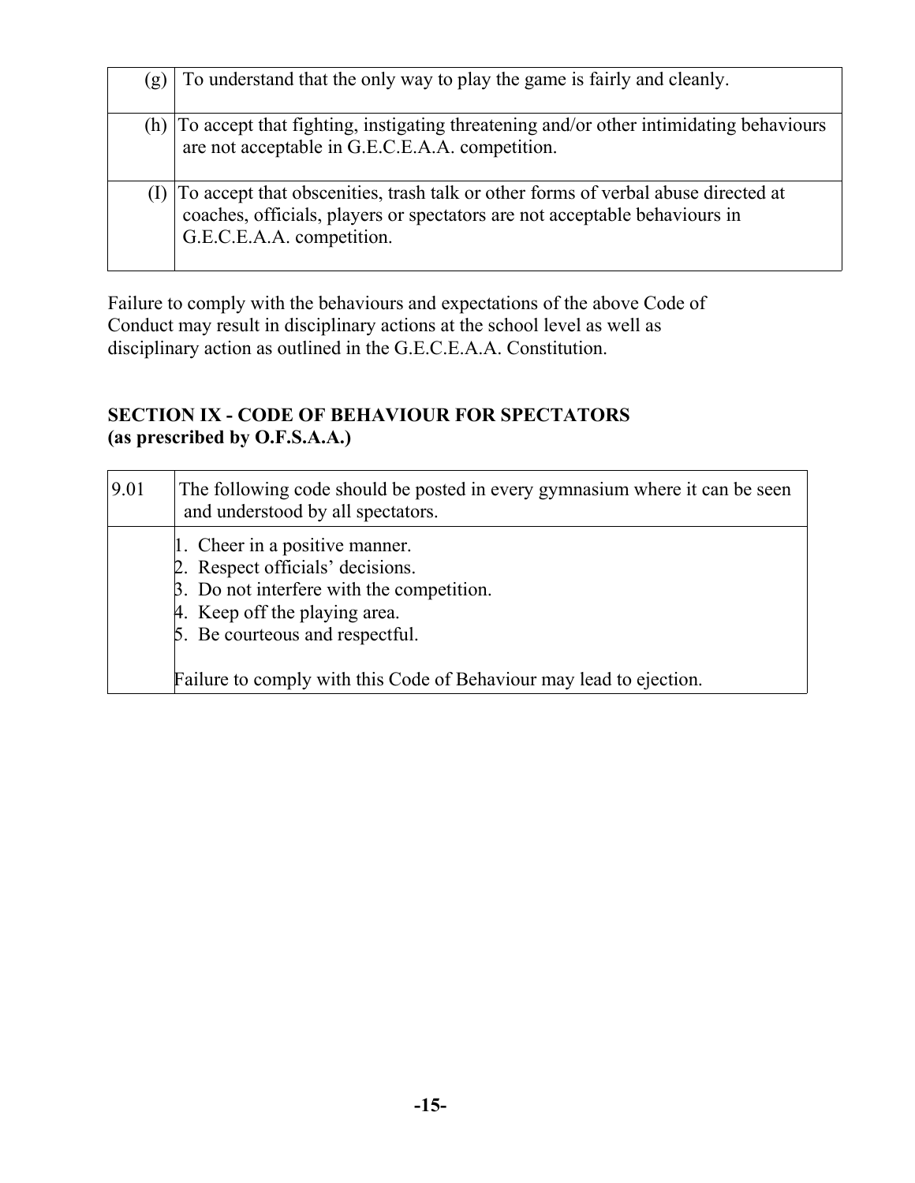| | |
|---|---|
| (g) | To understand that the only way to play the game is fairly and cleanly. |
| (h) | To accept that fighting, instigating threatening and/or other intimidating behaviours are not acceptable in G.E.C.E.A.A. competition. |
| (I) | To accept that obscenities, trash talk or other forms of verbal abuse directed at coaches, officials, players or spectators are not acceptable behaviours in G.E.C.E.A.A. competition. |

Failure to comply with the behaviours and expectations of the above Code of Conduct may result in disciplinary actions at the school level as well as disciplinary action as outlined in the G.E.C.E.A.A. Constitution.

## SECTION IX - CODE OF BEHAVIOUR FOR SPECTATORS (as prescribed by O.F.S.A.A.)

| | |
|---|---|
| 9.01 | The following code should be posted in every gymnasium where it can be seen and understood by all spectators. |
| | 1. Cheer in a positive manner.<br>2. Respect officials' decisions.<br>3. Do not interfere with the competition.<br>4. Keep off the playing area.<br>5. Be courteous and respectful.<br><br>Failure to comply with this Code of Behaviour may lead to ejection. |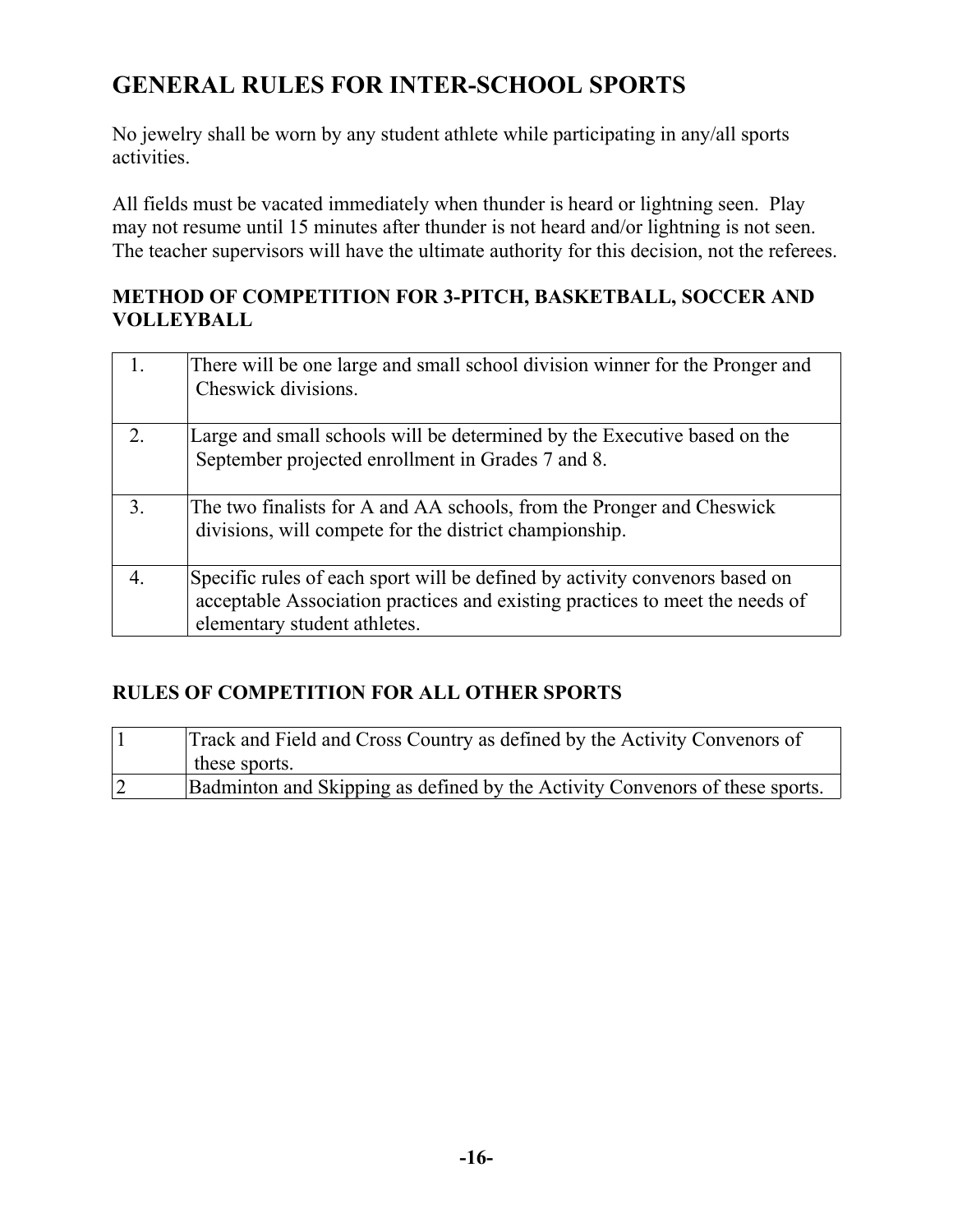# GENERAL RULES FOR INTER-SCHOOL SPORTS

No jewelry shall be worn by any student athlete while participating in any/all sports activities.

All fields must be vacated immediately when thunder is heard or lightning seen. Play may not resume until 15 minutes after thunder is not heard and/or lightning is not seen. The teacher supervisors will have the ultimate authority for this decision, not the referees.

### METHOD OF COMPETITION FOR 3-PITCH, BASKETBALL, SOCCER AND VOLLEYBALL

| | |
|---|---|
| 1. | There will be one large and small school division winner for the Pronger and Cheswick divisions. |
| 2. | Large and small schools will be determined by the Executive based on the September projected enrollment in Grades 7 and 8. |
| 3. | The two finalists for A and AA schools, from the Pronger and Cheswick divisions, will compete for the district championship. |
| 4. | Specific rules of each sport will be defined by activity convenors based on acceptable Association practices and existing practices to meet the needs of elementary student athletes. |

### RULES OF COMPETITION FOR ALL OTHER SPORTS

| | |
|---|---|
| 1 | Track and Field and Cross Country as defined by the Activity Convenors of these sports. |
| 2 | Badminton and Skipping as defined by the Activity Convenors of these sports. |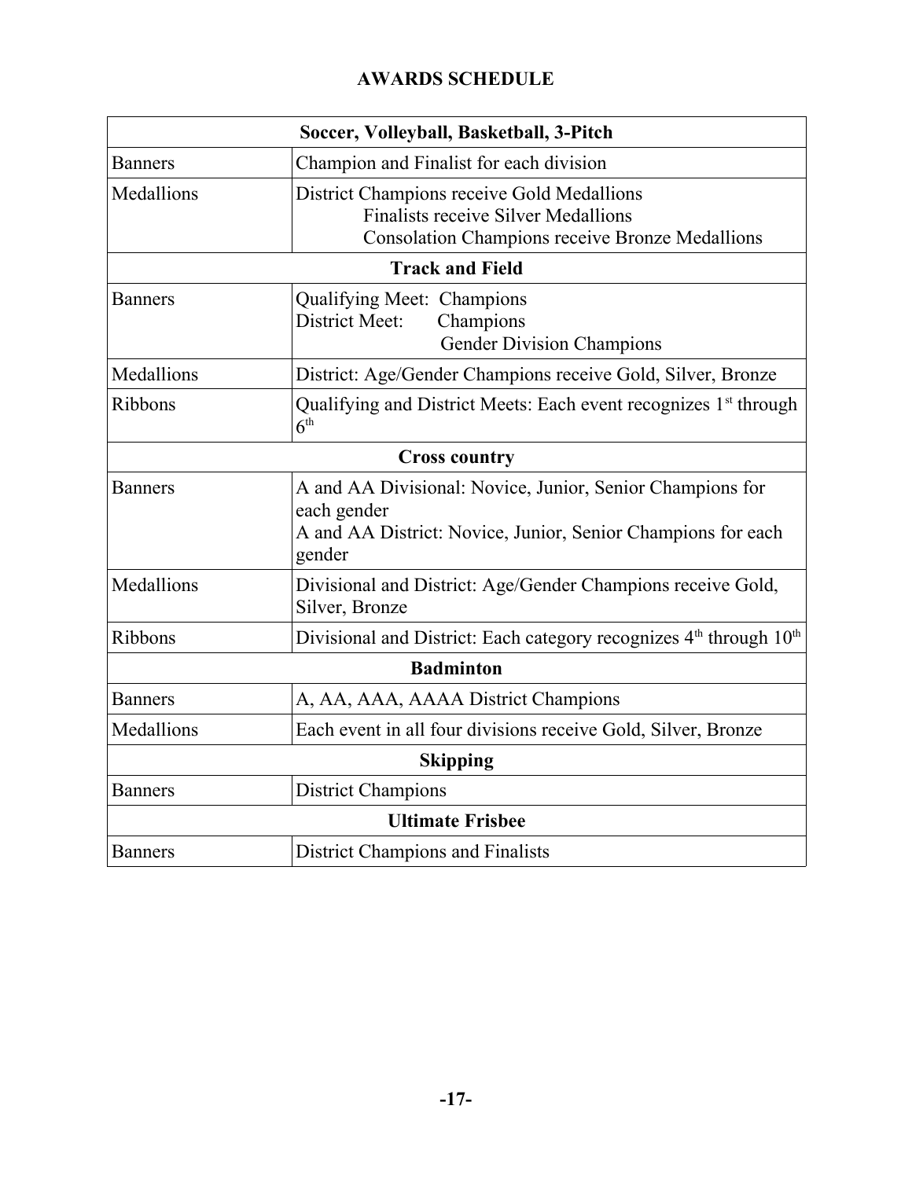## AWARDS SCHEDULE

| Soccer, Volleyball, Basketball, 3-Pitch | |
|---|---|
| Banners | Champion and Finalist for each division |
| Medallions | District Champions receive Gold Medallions<br>Finalists receive Silver Medallions<br>Consolation Champions receive Bronze Medallions |
| **Track and Field** | |
| Banners | Qualifying Meet: Champions<br>District Meet: Champions<br>Gender Division Champions |
| Medallions | District: Age/Gender Champions receive Gold, Silver, Bronze |
| Ribbons | Qualifying and District Meets: Each event recognizes 1st through 6th |
| **Cross country** | |
| Banners | A and AA Divisional: Novice, Junior, Senior Champions for each gender<br>A and AA District: Novice, Junior, Senior Champions for each gender |
| Medallions | Divisional and District: Age/Gender Champions receive Gold, Silver, Bronze |
| Ribbons | Divisional and District: Each category recognizes 4th through 10th |
| **Badminton** | |
| Banners | A, AA, AAA, AAAA District Champions |
| Medallions | Each event in all four divisions receive Gold, Silver, Bronze |
| **Skipping** | |
| Banners | District Champions |
| **Ultimate Frisbee** | |
| Banners | District Champions and Finalists |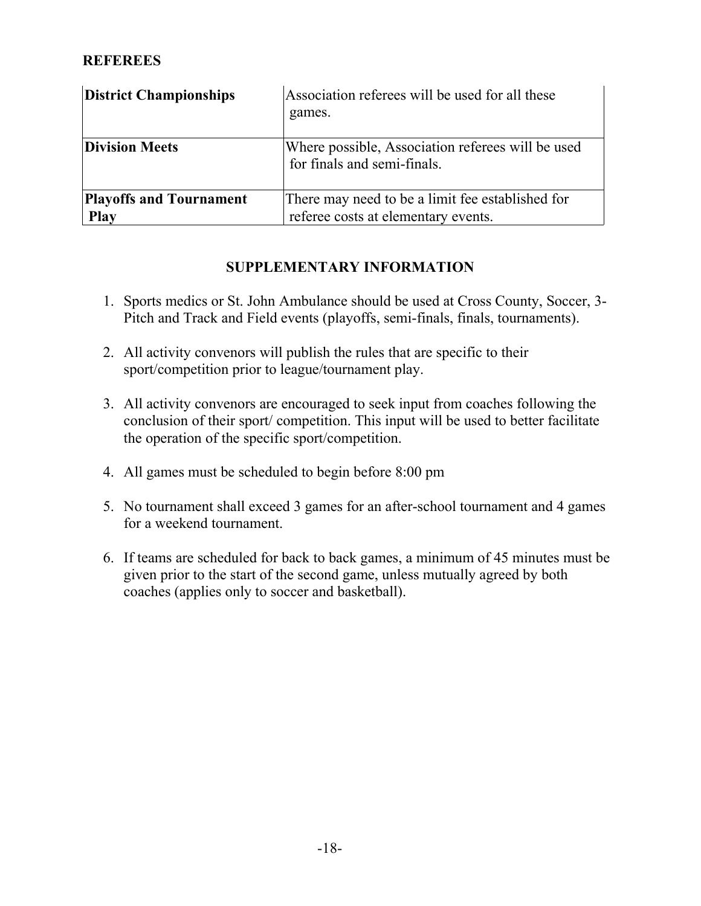**REFEREES**

| | |
|---|---|
| **District Championships** | Association referees will be used for all these games. |
| **Division Meets** | Where possible, Association referees will be used for finals and semi-finals. |
| **Playoffs and Tournament Play** | There may need to be a limit fee established for referee costs at elementary events. |

**SUPPLEMENTARY INFORMATION**

1. Sports medics or St. John Ambulance should be used at Cross County, Soccer, 3-Pitch and Track and Field events (playoffs, semi-finals, finals, tournaments).

2. All activity convenors will publish the rules that are specific to their sport/competition prior to league/tournament play.

3. All activity convenors are encouraged to seek input from coaches following the conclusion of their sport/ competition. This input will be used to better facilitate the operation of the specific sport/competition.

4. All games must be scheduled to begin before 8:00 pm

5. No tournament shall exceed 3 games for an after-school tournament and 4 games for a weekend tournament.

6. If teams are scheduled for back to back games, a minimum of 45 minutes must be given prior to the start of the second game, unless mutually agreed by both coaches (applies only to soccer and basketball).